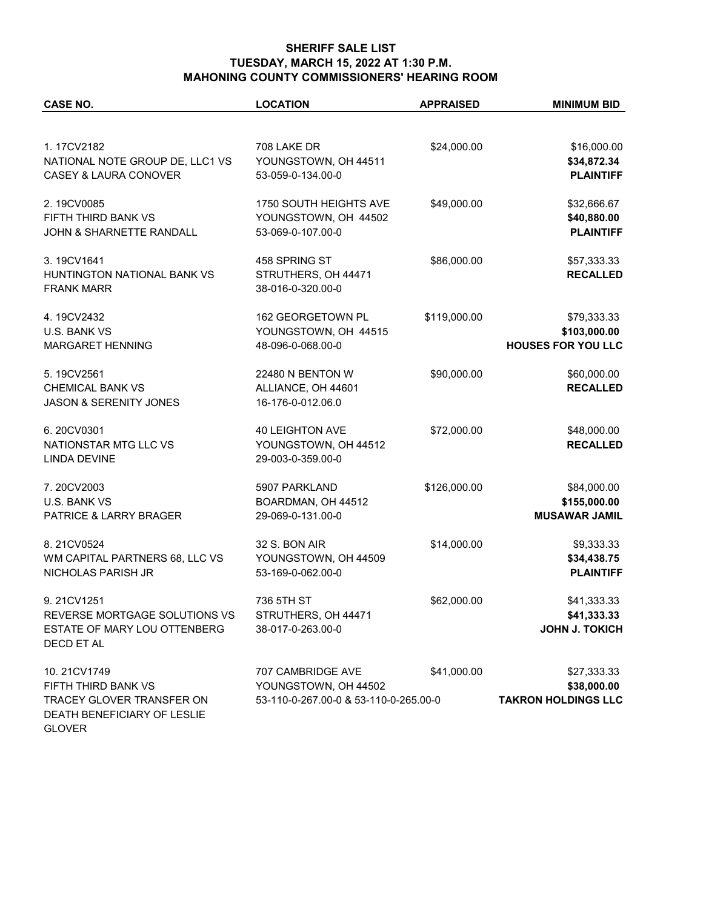**SHERIFF SALE LIST**
**TUESDAY, MARCH 15, 2022 AT 1:30 P.M.**
**MAHONING COUNTY COMMISSIONERS' HEARING ROOM**

| CASE NO. | LOCATION | APPRAISED | MINIMUM BID |
|---|---|---|---|
| 1. 17CV2182<br>NATIONAL NOTE GROUP DE, LLC1 VS<br>CASEY & LAURA CONOVER | 708 LAKE DR<br>YOUNGSTOWN, OH 44511<br>53-059-0-134.00-0 | $24,000.00 | $16,000.00<br>**$34,872.34**<br>**PLAINTIFF** |
| 2. 19CV0085<br>FIFTH THIRD BANK VS<br>JOHN & SHARNETTE RANDALL | 1750 SOUTH HEIGHTS AVE<br>YOUNGSTOWN, OH 44502<br>53-069-0-107.00-0 | $49,000.00 | $32,666.67<br>**$40,880.00**<br>**PLAINTIFF** |
| 3. 19CV1641<br>HUNTINGTON NATIONAL BANK VS<br>FRANK MARR | 458 SPRING ST<br>STRUTHERS, OH 44471<br>38-016-0-320.00-0 | $86,000.00 | $57,333.33<br>**RECALLED** |
| 4. 19CV2432<br>U.S. BANK VS<br>MARGARET HENNING | 162 GEORGETOWN PL<br>YOUNGSTOWN, OH 44515<br>48-096-0-068.00-0 | $119,000.00 | $79,333.33<br>**$103,000.00**<br>**HOUSES FOR YOU LLC** |
| 5. 19CV2561<br>CHEMICAL BANK VS<br>JASON & SERENITY JONES | 22480 N BENTON W<br>ALLIANCE, OH 44601<br>16-176-0-012.06.0 | $90,000.00 | $60,000.00<br>**RECALLED** |
| 6. 20CV0301<br>NATIONSTAR MTG LLC VS<br>LINDA DEVINE | 40 LEIGHTON AVE<br>YOUNGSTOWN, OH 44512<br>29-003-0-359.00-0 | $72,000.00 | $48,000.00<br>**RECALLED** |
| 7. 20CV2003<br>U.S. BANK VS<br>PATRICE & LARRY BRAGER | 5907 PARKLAND<br>BOARDMAN, OH 44512<br>29-069-0-131.00-0 | $126,000.00 | $84,000.00<br>**$155,000.00**<br>**MUSAWAR JAMIL** |
| 8. 21CV0524<br>WM CAPITAL PARTNERS 68, LLC VS<br>NICHOLAS PARISH JR | 32 S. BON AIR<br>YOUNGSTOWN, OH 44509<br>53-169-0-062.00-0 | $14,000.00 | $9,333.33<br>**$34,438.75**<br>**PLAINTIFF** |
| 9. 21CV1251<br>REVERSE MORTGAGE SOLUTIONS VS<br>ESTATE OF MARY LOU OTTENBERG DECD ET AL | 736 5TH ST<br>STRUTHERS, OH 44471<br>38-017-0-263.00-0 | $62,000.00 | $41,333.33<br>**$41,333.33**<br>**JOHN J. TOKICH** |
| 10. 21CV1749<br>FIFTH THIRD BANK VS<br>TRACEY GLOVER TRANSFER ON DEATH BENEFICIARY OF LESLIE GLOVER | 707 CAMBRIDGE AVE<br>YOUNGSTOWN, OH 44502<br>53-110-0-267.00-0 & 53-110-0-265.00-0 | $41,000.00 | $27,333.33<br>**$38,000.00**<br>**TAKRON HOLDINGS LLC** |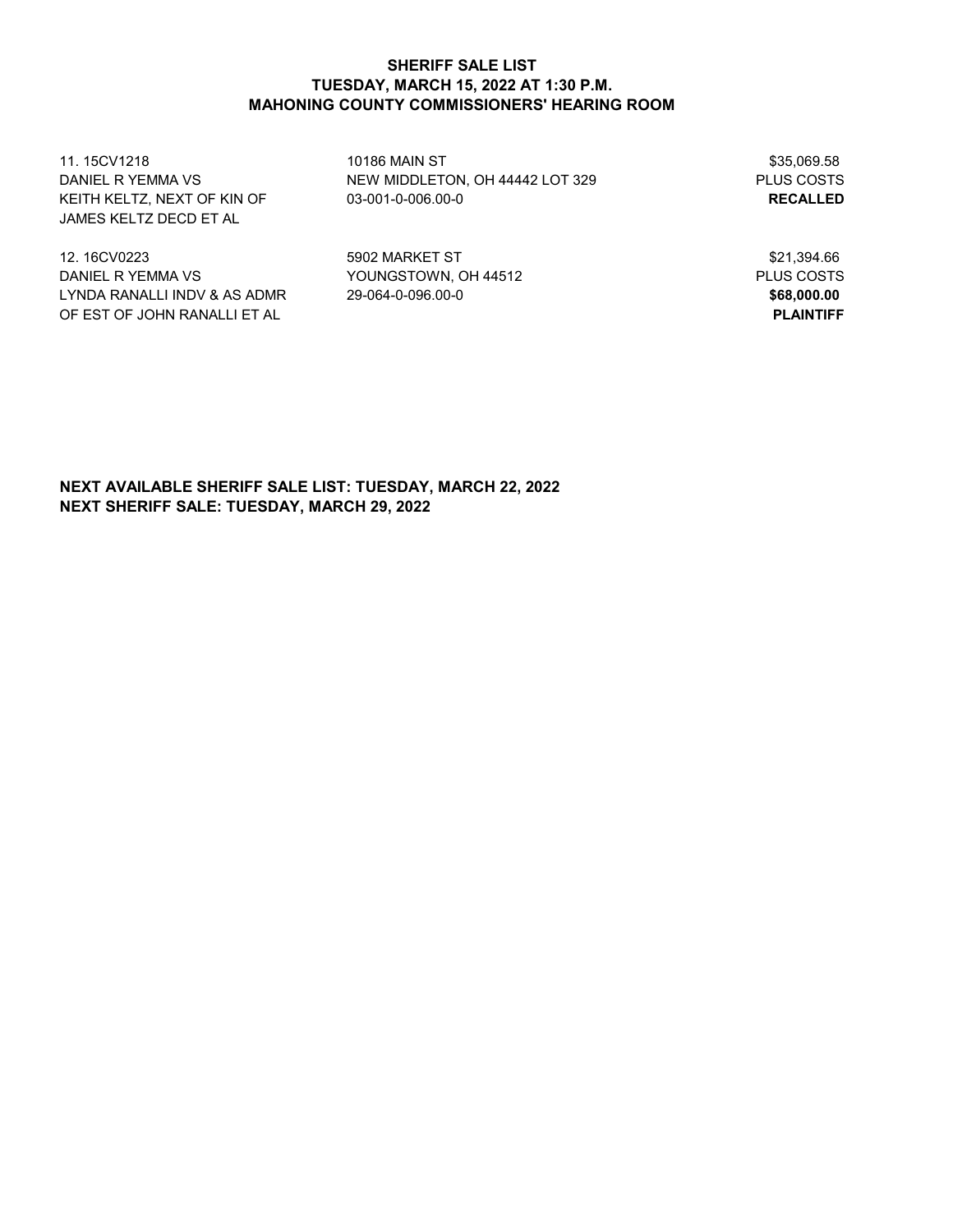**SHERIFF SALE LIST**
**TUESDAY, MARCH 15, 2022 AT 1:30 P.M.**
**MAHONING COUNTY COMMISSIONERS' HEARING ROOM**

| | | |
|---|---|---|
| 11. 15CV1218<br>DANIEL R YEMMA VS<br>KEITH KELTZ, NEXT OF KIN OF<br>JAMES KELTZ DECD ET AL | 10186 MAIN ST<br>NEW MIDDLETON, OH 44442 LOT 329<br>03-001-0-006.00-0 | $35,069.58<br>PLUS COSTS<br>**RECALLED** |
| 12. 16CV0223<br>DANIEL R YEMMA VS<br>LYNDA RANALLI INDV & AS ADMR<br>OF EST OF JOHN RANALLI ET AL | 5902 MARKET ST<br>YOUNGSTOWN, OH 44512<br>29-064-0-096.00-0 | $21,394.66<br>PLUS COSTS<br>**$68,000.00**<br>**PLAINTIFF** |

**NEXT AVAILABLE SHERIFF SALE LIST: TUESDAY, MARCH 22, 2022**
**NEXT SHERIFF SALE: TUESDAY, MARCH 29, 2022**